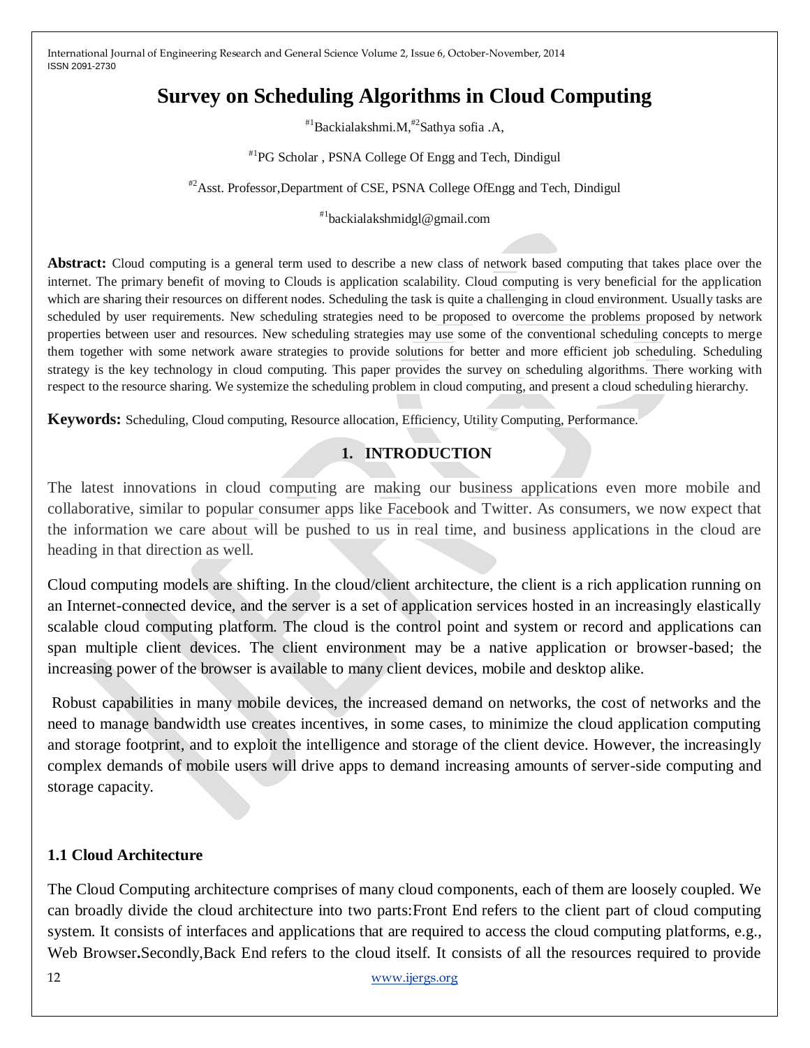# Survey on Scheduling Algorithms in Cloud Computing

[#1]Backialakshmi.M,[#2]Sathya sofia .A,

[#1]PG Scholar , PSNA College Of Engg and Tech, Dindigul

[#2]Asst. Professor,Department of CSE, PSNA College OfEngg and Tech, Dindigul

[#1]backialakshmidgl@gmail.com

**Abstract:** Cloud computing is a general term used to describe a new class of network based computing that takes place over the internet. The primary benefit of moving to Clouds is application scalability. Cloud computing is very beneficial for the application which are sharing their resources on different nodes. Scheduling the task is quite a challenging in cloud environment. Usually tasks are scheduled by user requirements. New scheduling strategies need to be proposed to overcome the problems proposed by network properties between user and resources. New scheduling strategies may use some of the conventional scheduling concepts to merge them together with some network aware strategies to provide solutions for better and more efficient job scheduling. Scheduling strategy is the key technology in cloud computing. This paper provides the survey on scheduling algorithms. There working with respect to the resource sharing. We systemize the scheduling problem in cloud computing, and present a cloud scheduling hierarchy.

**Keywords:** Scheduling, Cloud computing, Resource allocation, Efficiency, Utility Computing, Performance.

## 1. INTRODUCTION

The latest innovations in cloud computing are making our business applications even more mobile and collaborative, similar to popular consumer apps like Facebook and Twitter. As consumers, we now expect that the information we care about will be pushed to us in real time, and business applications in the cloud are heading in that direction as well.

Cloud computing models are shifting. In the cloud/client architecture, the client is a rich application running on an Internet-connected device, and the server is a set of application services hosted in an increasingly elastically scalable cloud computing platform. The cloud is the control point and system or record and applications can span multiple client devices. The client environment may be a native application or browser-based; the increasing power of the browser is available to many client devices, mobile and desktop alike.

Robust capabilities in many mobile devices, the increased demand on networks, the cost of networks and the need to manage bandwidth use creates incentives, in some cases, to minimize the cloud application computing and storage footprint, and to exploit the intelligence and storage of the client device. However, the increasingly complex demands of mobile users will drive apps to demand increasing amounts of server-side computing and storage capacity.

### 1.1 Cloud Architecture

The Cloud Computing architecture comprises of many cloud components, each of them are loosely coupled. We can broadly divide the cloud architecture into two parts:Front End refers to the client part of cloud computing system. It consists of interfaces and applications that are required to access the cloud computing platforms, e.g., Web Browser**.**Secondly,Back End refers to the cloud itself. It consists of all the resources required to provide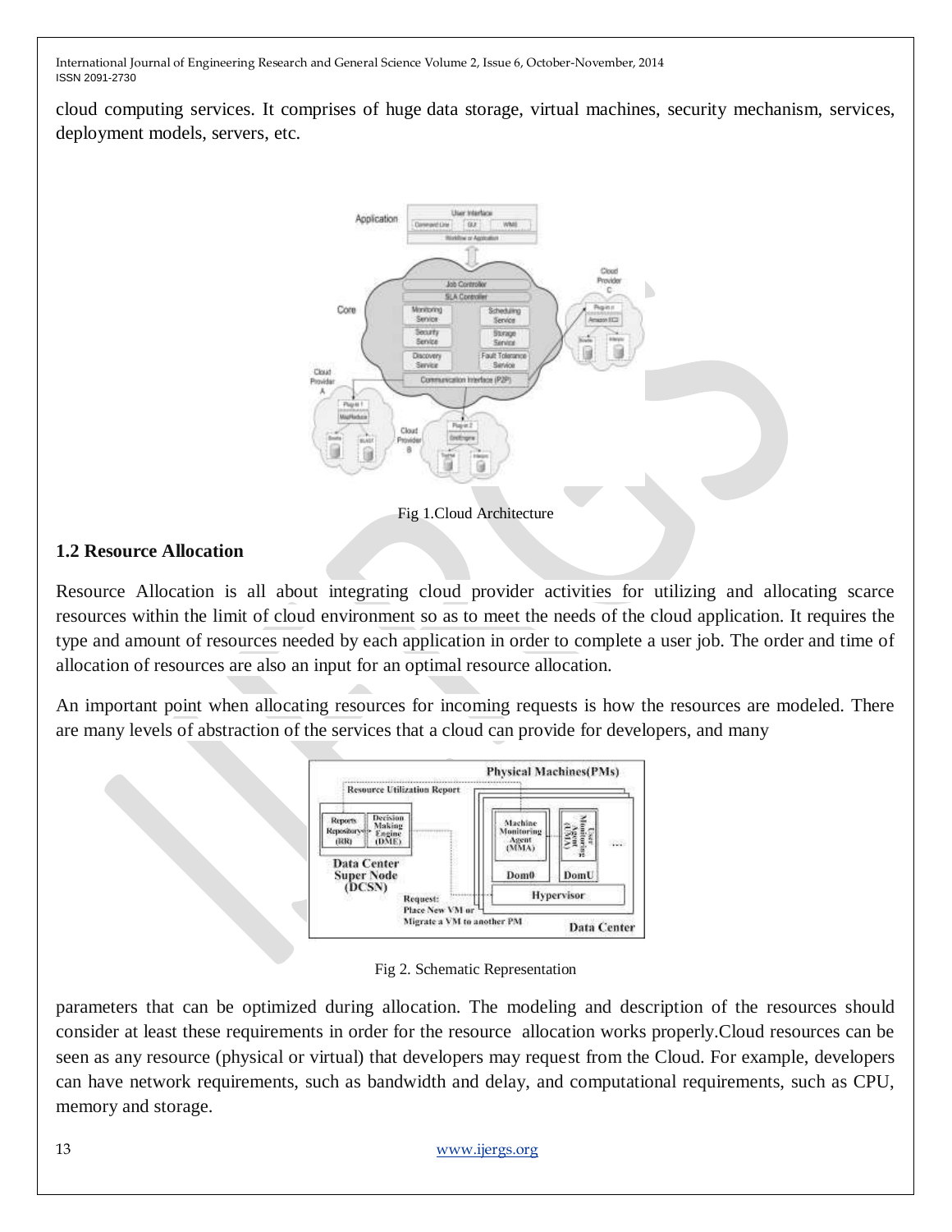cloud computing services. It comprises of huge data storage, virtual machines, security mechanism, services, deployment models, servers, etc.

Fig 1.Cloud Architecture

## 1.2 Resource Allocation

Resource Allocation is all about integrating cloud provider activities for utilizing and allocating scarce resources within the limit of cloud environment so as to meet the needs of the cloud application. It requires the type and amount of resources needed by each application in order to complete a user job. The order and time of allocation of resources are also an input for an optimal resource allocation.

An important point when allocating resources for incoming requests is how the resources are modeled. There are many levels of abstraction of the services that a cloud can provide for developers, and many

Fig 2. Schematic Representation

parameters that can be optimized during allocation. The modeling and description of the resources should consider at least these requirements in order for the resource allocation works properly.Cloud resources can be seen as any resource (physical or virtual) that developers may request from the Cloud. For example, developers can have network requirements, such as bandwidth and delay, and computational requirements, such as CPU, memory and storage.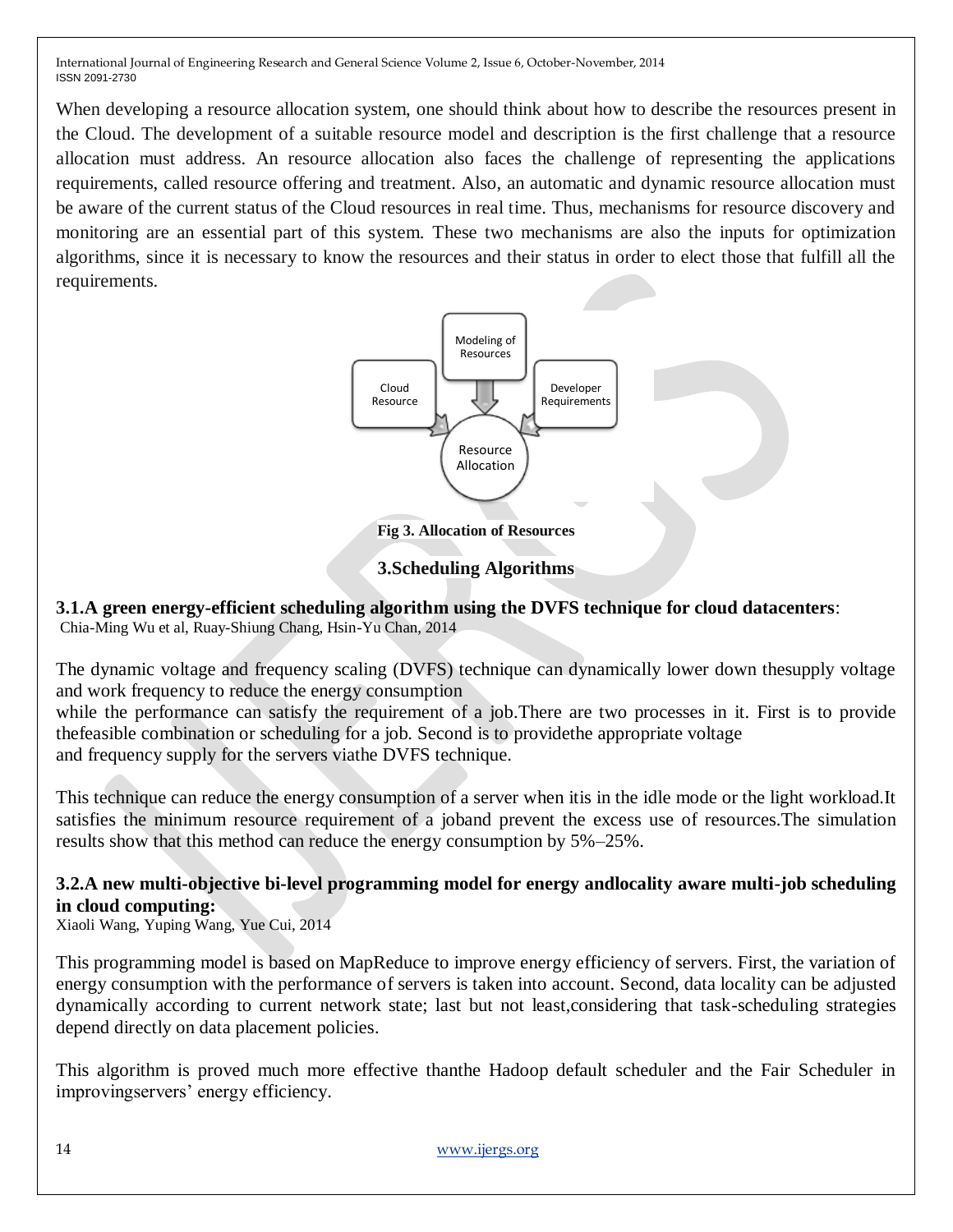When developing a resource allocation system, one should think about how to describe the resources present in the Cloud. The development of a suitable resource model and description is the first challenge that a resource allocation must address. An resource allocation also faces the challenge of representing the applications requirements, called resource offering and treatment. Also, an automatic and dynamic resource allocation must be aware of the current status of the Cloud resources in real time. Thus, mechanisms for resource discovery and monitoring are an essential part of this system. These two mechanisms are also the inputs for optimization algorithms, since it is necessary to know the resources and their status in order to elect those that fulfill all the requirements.

**Fig 3. Allocation of Resources**

## 3.Scheduling Algorithms

### 3.1.A green energy-efficient scheduling algorithm using the DVFS technique for cloud datacenters:

Chia-Ming Wu et al, Ruay-Shiung Chang, Hsin-Yu Chan, 2014

The dynamic voltage and frequency scaling (DVFS) technique can dynamically lower down thesupply voltage and work frequency to reduce the energy consumption while the performance can satisfy the requirement of a job.There are two processes in it. First is to provide thefeasible combination or scheduling for a job. Second is to providethe appropriate voltage and frequency supply for the servers viathe DVFS technique.

This technique can reduce the energy consumption of a server when itis in the idle mode or the light workload.It satisfies the minimum resource requirement of a joband prevent the excess use of resources.The simulation results show that this method can reduce the energy consumption by 5%–25%.

### 3.2.A new multi-objective bi-level programming model for energy andlocality aware multi-job scheduling in cloud computing:

Xiaoli Wang, Yuping Wang, Yue Cui, 2014

This programming model is based on MapReduce to improve energy efficiency of servers. First, the variation of energy consumption with the performance of servers is taken into account. Second, data locality can be adjusted dynamically according to current network state; last but not least,considering that task-scheduling strategies depend directly on data placement policies.

This algorithm is proved much more effective thanthe Hadoop default scheduler and the Fair Scheduler in improvingservers' energy efficiency.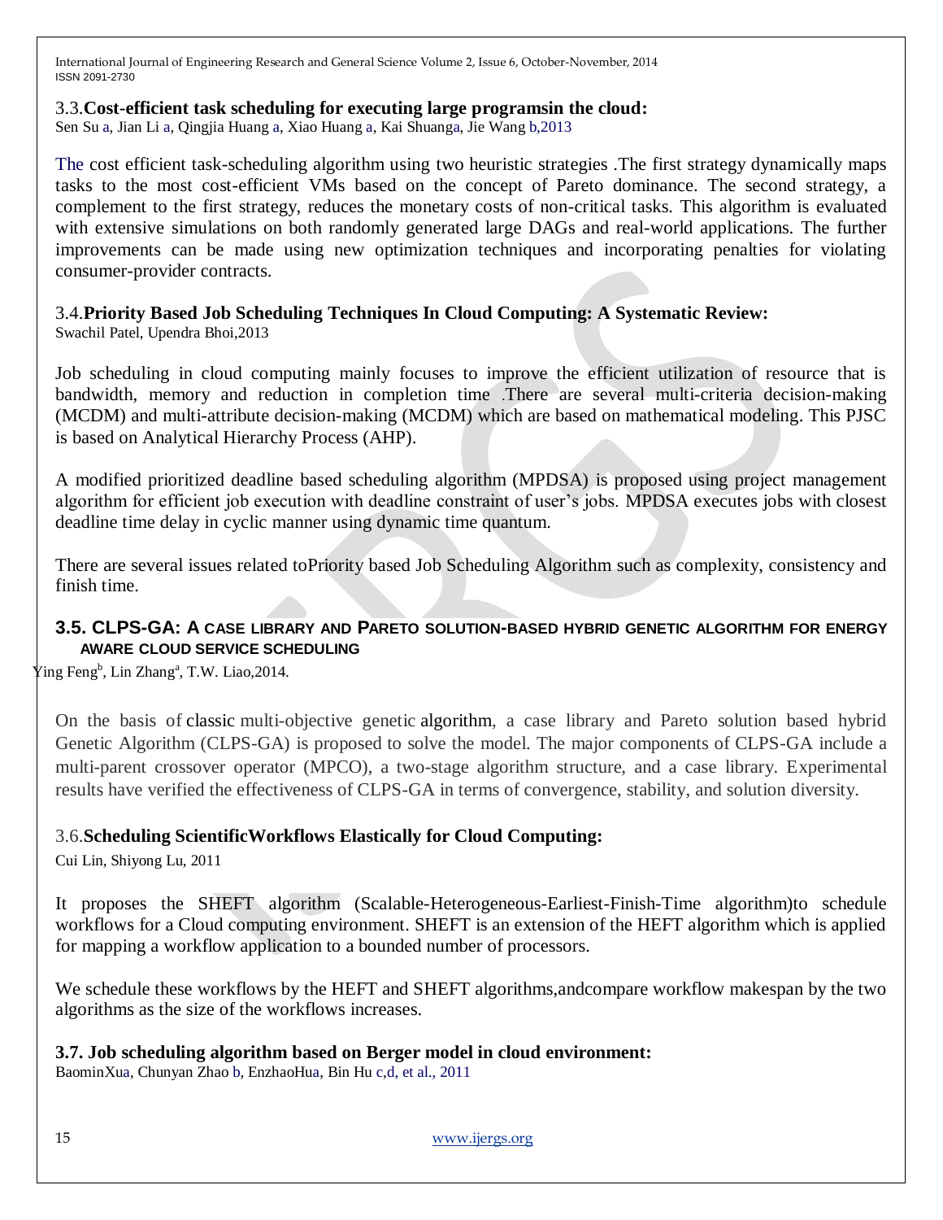### 3.3. Cost-efficient task scheduling for executing large programsin the cloud:

Sen Su a, Jian Li a, Qingjia Huang a, Xiao Huang a, Kai Shuanga, Jie Wang b,2013

The cost efficient task-scheduling algorithm using two heuristic strategies .The first strategy dynamically maps tasks to the most cost-efficient VMs based on the concept of Pareto dominance. The second strategy, a complement to the first strategy, reduces the monetary costs of non-critical tasks. This algorithm is evaluated with extensive simulations on both randomly generated large DAGs and real-world applications. The further improvements can be made using new optimization techniques and incorporating penalties for violating consumer-provider contracts.

### 3.4. Priority Based Job Scheduling Techniques In Cloud Computing: A Systematic Review:

Swachil Patel, Upendra Bhoi,2013

Job scheduling in cloud computing mainly focuses to improve the efficient utilization of resource that is bandwidth, memory and reduction in completion time .There are several multi-criteria decision-making (MCDM) and multi-attribute decision-making (MCDM) which are based on mathematical modeling. This PJSC is based on Analytical Hierarchy Process (AHP).

A modified prioritized deadline based scheduling algorithm (MPDSA) is proposed using project management algorithm for efficient job execution with deadline constraint of user's jobs. MPDSA executes jobs with closest deadline time delay in cyclic manner using dynamic time quantum.

There are several issues related toPriority based Job Scheduling Algorithm such as complexity, consistency and finish time.

### 3.5. CLPS-GA: A CASE LIBRARY AND PARETO SOLUTION-BASED HYBRID GENETIC ALGORITHM FOR ENERGY AWARE CLOUD SERVICE SCHEDULING

Ying Feng[b], Lin Zhang[a], T.W. Liao,2014.

On the basis of classic multi-objective genetic algorithm, a case library and Pareto solution based hybrid Genetic Algorithm (CLPS-GA) is proposed to solve the model. The major components of CLPS-GA include a multi-parent crossover operator (MPCO), a two-stage algorithm structure, and a case library. Experimental results have verified the effectiveness of CLPS-GA in terms of convergence, stability, and solution diversity.

### 3.6. Scheduling ScientificWorkflows Elastically for Cloud Computing:

Cui Lin, Shiyong Lu, 2011

It proposes the SHEFT algorithm (Scalable-Heterogeneous-Earliest-Finish-Time algorithm)to schedule workflows for a Cloud computing environment. SHEFT is an extension of the HEFT algorithm which is applied for mapping a workflow application to a bounded number of processors.

We schedule these workflows by the HEFT and SHEFT algorithms,andcompare workflow makespan by the two algorithms as the size of the workflows increases.

### 3.7. Job scheduling algorithm based on Berger model in cloud environment:

BaominXua, Chunyan Zhao b, EnzhaoHua, Bin Hu c,d, et al., 2011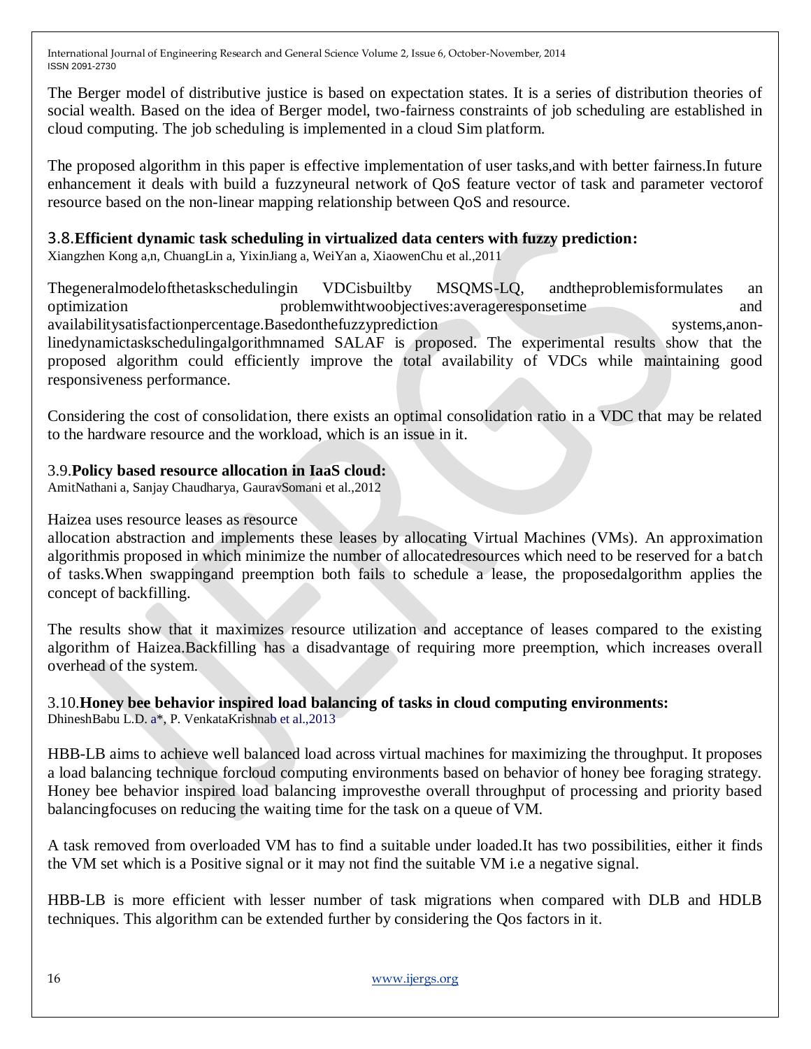The Berger model of distributive justice is based on expectation states. It is a series of distribution theories of social wealth. Based on the idea of Berger model, two-fairness constraints of job scheduling are established in cloud computing. The job scheduling is implemented in a cloud Sim platform.

The proposed algorithm in this paper is effective implementation of user tasks,and with better fairness.In future enhancement it deals with build a fuzzyneural network of QoS feature vector of task and parameter vectorof resource based on the non-linear mapping relationship between QoS and resource.

### 3.8.**Efficient dynamic task scheduling in virtualized data centers with fuzzy prediction:**

Xiangzhen Kong a,n, ChuangLin a, YixinJiang a, WeiYan a, XiaowenChu et al.,2011

Thegeneralmodelofthetaskschedulingin VDCisbuiltby MSQMS-LQ, andtheproblemisformulates an optimization problemwithtwoobjectives:averageresponsetime and availabilitysatisfactionpercentage.Basedonthefuzzyprediction systems,anon-linedynamictaskschedulingalgorithmnamed SALAF is proposed. The experimental results show that the proposed algorithm could efficiently improve the total availability of VDCs while maintaining good responsiveness performance.

Considering the cost of consolidation, there exists an optimal consolidation ratio in a VDC that may be related to the hardware resource and the workload, which is an issue in it.

### 3.9.**Policy based resource allocation in IaaS cloud:**

AmitNathani a, Sanjay Chaudharya, GauravSomani et al.,2012

Haizea uses resource leases as resource allocation abstraction and implements these leases by allocating Virtual Machines (VMs). An approximation algorithmis proposed in which minimize the number of allocatedresources which need to be reserved for a batch of tasks.When swappingand preemption both fails to schedule a lease, the proposedalgorithm applies the concept of backfilling.

The results show that it maximizes resource utilization and acceptance of leases compared to the existing algorithm of Haizea.Backfilling has a disadvantage of requiring more preemption, which increases overall overhead of the system.

### 3.10.**Honey bee behavior inspired load balancing of tasks in cloud computing environments:**

DhineshBabu L.D. a*, P. VenkataKrishnab et al.,2013

HBB-LB aims to achieve well balanced load across virtual machines for maximizing the throughput. It proposes a load balancing technique forcloud computing environments based on behavior of honey bee foraging strategy. Honey bee behavior inspired load balancing improvesthe overall throughput of processing and priority based balancingfocuses on reducing the waiting time for the task on a queue of VM.

A task removed from overloaded VM has to find a suitable under loaded.It has two possibilities, either it finds the VM set which is a Positive signal or it may not find the suitable VM i.e a negative signal.

HBB-LB is more efficient with lesser number of task migrations when compared with DLB and HDLB techniques. This algorithm can be extended further by considering the Qos factors in it.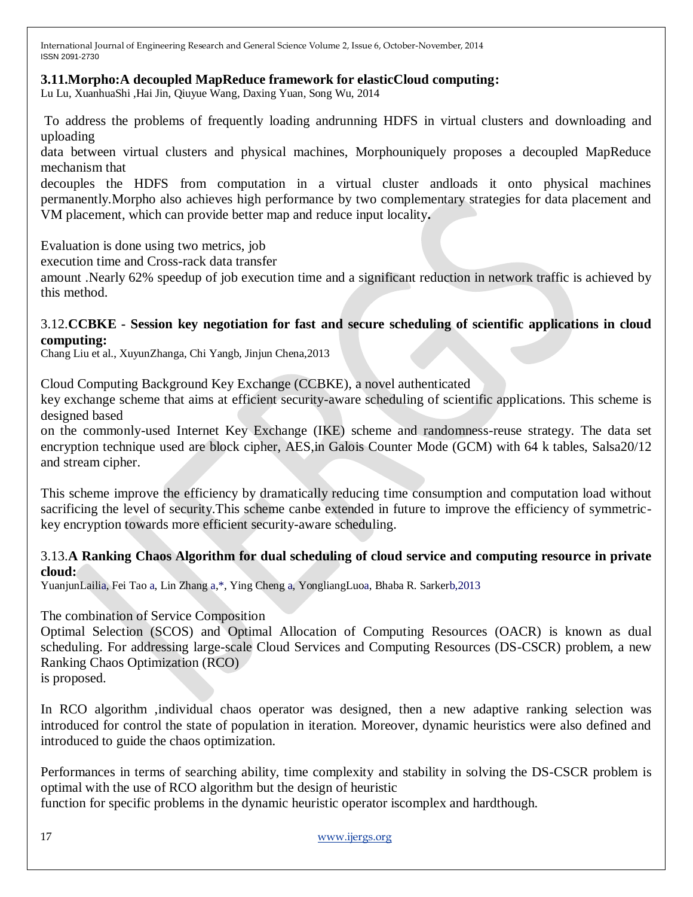### 3.11.Morpho:A decoupled MapReduce framework for elasticCloud computing:

Lu Lu, XuanhuaShi ,Hai Jin, Qiuyue Wang, Daxing Yuan, Song Wu, 2014

To address the problems of frequently loading andrunning HDFS in virtual clusters and downloading and uploading data between virtual clusters and physical machines, Morphouniquely proposes a decoupled MapReduce mechanism that decouples the HDFS from computation in a virtual cluster andloads it onto physical machines permanently.Morpho also achieves high performance by two complementary strategies for data placement and VM placement, which can provide better map and reduce input locality.

Evaluation is done using two metrics, job execution time and Cross-rack data transfer amount .Nearly 62% speedup of job execution time and a significant reduction in network traffic is achieved by this method.

### 3.12.CCBKE - Session key negotiation for fast and secure scheduling of scientific applications in cloud computing:

Chang Liu et al., XuyunZhanga, Chi Yangb, Jinjun Chena,2013

Cloud Computing Background Key Exchange (CCBKE), a novel authenticated key exchange scheme that aims at efficient security-aware scheduling of scientific applications. This scheme is designed based on the commonly-used Internet Key Exchange (IKE) scheme and randomness-reuse strategy. The data set encryption technique used are block cipher, AES,in Galois Counter Mode (GCM) with 64 k tables, Salsa20/12 and stream cipher.

This scheme improve the efficiency by dramatically reducing time consumption and computation load without sacrificing the level of security.This scheme canbe extended in future to improve the efficiency of symmetric-key encryption towards more efficient security-aware scheduling.

### 3.13.A Ranking Chaos Algorithm for dual scheduling of cloud service and computing resource in private cloud:

YuanjunLailia, Fei Tao a, Lin Zhang a,*, Ying Cheng a, YongliangLuoa, Bhaba R. Sarkerb,2013

The combination of Service Composition Optimal Selection (SCOS) and Optimal Allocation of Computing Resources (OACR) is known as dual scheduling. For addressing large-scale Cloud Services and Computing Resources (DS-CSCR) problem, a new Ranking Chaos Optimization (RCO) is proposed.

In RCO algorithm ,individual chaos operator was designed, then a new adaptive ranking selection was introduced for control the state of population in iteration. Moreover, dynamic heuristics were also defined and introduced to guide the chaos optimization.

Performances in terms of searching ability, time complexity and stability in solving the DS-CSCR problem is optimal with the use of RCO algorithm but the design of heuristic function for specific problems in the dynamic heuristic operator iscomplex and hardthough.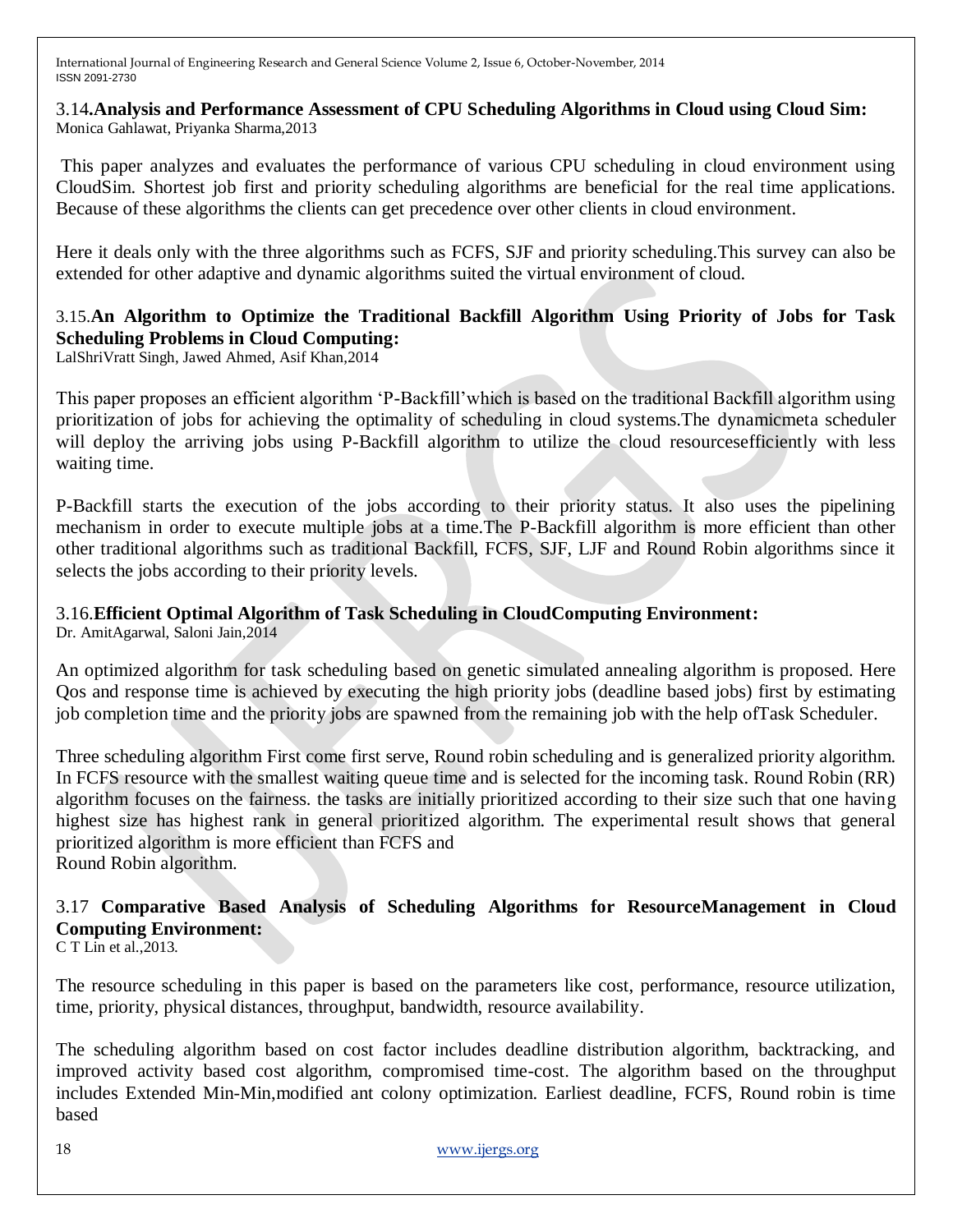### 3.14. Analysis and Performance Assessment of CPU Scheduling Algorithms in Cloud using Cloud Sim:

Monica Gahlawat, Priyanka Sharma,2013

This paper analyzes and evaluates the performance of various CPU scheduling in cloud environment using CloudSim. Shortest job first and priority scheduling algorithms are beneficial for the real time applications. Because of these algorithms the clients can get precedence over other clients in cloud environment.

Here it deals only with the three algorithms such as FCFS, SJF and priority scheduling.This survey can also be extended for other adaptive and dynamic algorithms suited the virtual environment of cloud.

### 3.15. An Algorithm to Optimize the Traditional Backfill Algorithm Using Priority of Jobs for Task Scheduling Problems in Cloud Computing:

LalShriVratt Singh, Jawed Ahmed, Asif Khan,2014

This paper proposes an efficient algorithm 'P-Backfill'which is based on the traditional Backfill algorithm using prioritization of jobs for achieving the optimality of scheduling in cloud systems.The dynamicmeta scheduler will deploy the arriving jobs using P-Backfill algorithm to utilize the cloud resourcesefficiently with less waiting time.

P-Backfill starts the execution of the jobs according to their priority status. It also uses the pipelining mechanism in order to execute multiple jobs at a time.The P-Backfill algorithm is more efficient than other other traditional algorithms such as traditional Backfill, FCFS, SJF, LJF and Round Robin algorithms since it selects the jobs according to their priority levels.

### 3.16. Efficient Optimal Algorithm of Task Scheduling in CloudComputing Environment:

Dr. AmitAgarwal, Saloni Jain,2014

An optimized algorithm for task scheduling based on genetic simulated annealing algorithm is proposed. Here Qos and response time is achieved by executing the high priority jobs (deadline based jobs) first by estimating job completion time and the priority jobs are spawned from the remaining job with the help ofTask Scheduler.

Three scheduling algorithm First come first serve, Round robin scheduling and is generalized priority algorithm. In FCFS resource with the smallest waiting queue time and is selected for the incoming task. Round Robin (RR) algorithm focuses on the fairness. the tasks are initially prioritized according to their size such that one having highest size has highest rank in general prioritized algorithm. The experimental result shows that general prioritized algorithm is more efficient than FCFS and
Round Robin algorithm.

### 3.17 Comparative Based Analysis of Scheduling Algorithms for ResourceManagement in Cloud Computing Environment:

C T Lin et al.,2013.

The resource scheduling in this paper is based on the parameters like cost, performance, resource utilization, time, priority, physical distances, throughput, bandwidth, resource availability.

The scheduling algorithm based on cost factor includes deadline distribution algorithm, backtracking, and improved activity based cost algorithm, compromised time-cost. The algorithm based on the throughput includes Extended Min-Min,modified ant colony optimization. Earliest deadline, FCFS, Round robin is time based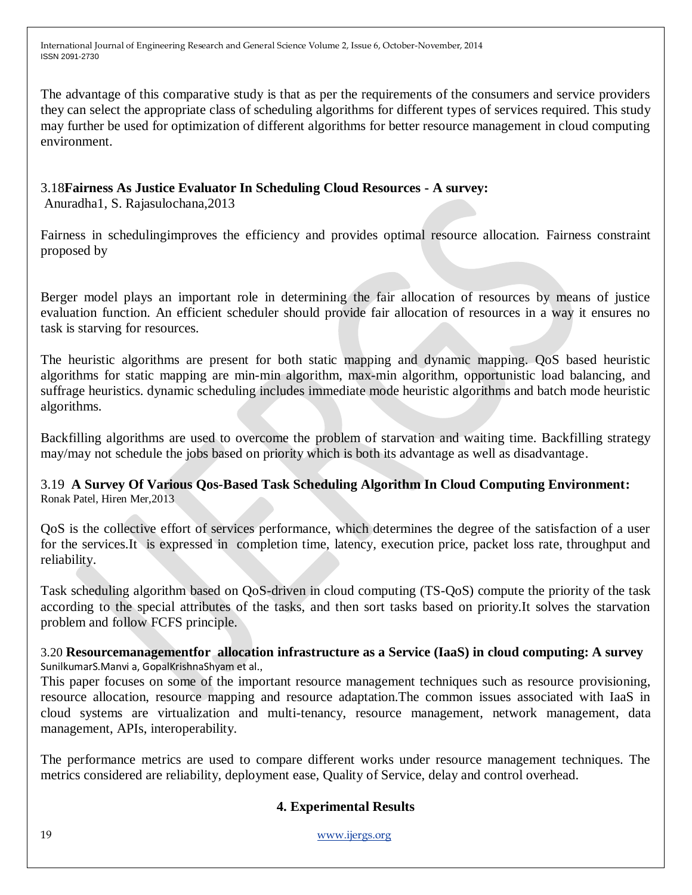The advantage of this comparative study is that as per the requirements of the consumers and service providers they can select the appropriate class of scheduling algorithms for different types of services required. This study may further be used for optimization of different algorithms for better resource management in cloud computing environment.

### 3.18 Fairness As Justice Evaluator In Scheduling Cloud Resources - A survey:

Anuradha1, S. Rajasulochana,2013

Fairness in schedulingimproves the efficiency and provides optimal resource allocation. Fairness constraint proposed by

Berger model plays an important role in determining the fair allocation of resources by means of justice evaluation function. An efficient scheduler should provide fair allocation of resources in a way it ensures no task is starving for resources.

The heuristic algorithms are present for both static mapping and dynamic mapping. QoS based heuristic algorithms for static mapping are min-min algorithm, max-min algorithm, opportunistic load balancing, and suffrage heuristics. dynamic scheduling includes immediate mode heuristic algorithms and batch mode heuristic algorithms.

Backfilling algorithms are used to overcome the problem of starvation and waiting time. Backfilling strategy may/may not schedule the jobs based on priority which is both its advantage as well as disadvantage.

### 3.19 A Survey Of Various Qos-Based Task Scheduling Algorithm In Cloud Computing Environment:

Ronak Patel, Hiren Mer,2013

QoS is the collective effort of services performance, which determines the degree of the satisfaction of a user for the services.It is expressed in completion time, latency, execution price, packet loss rate, throughput and reliability.

Task scheduling algorithm based on QoS-driven in cloud computing (TS-QoS) compute the priority of the task according to the special attributes of the tasks, and then sort tasks based on priority.It solves the starvation problem and follow FCFS principle.

### 3.20 Resourcemanagementfor allocation infrastructure as a Service (IaaS) in cloud computing: A survey

SunilkumarS.Manvi a, GopalKrishnaShyam et al.,

This paper focuses on some of the important resource management techniques such as resource provisioning, resource allocation, resource mapping and resource adaptation.The common issues associated with IaaS in cloud systems are virtualization and multi-tenancy, resource management, network management, data management, APIs, interoperability.

The performance metrics are used to compare different works under resource management techniques. The metrics considered are reliability, deployment ease, Quality of Service, delay and control overhead.

## 4. Experimental Results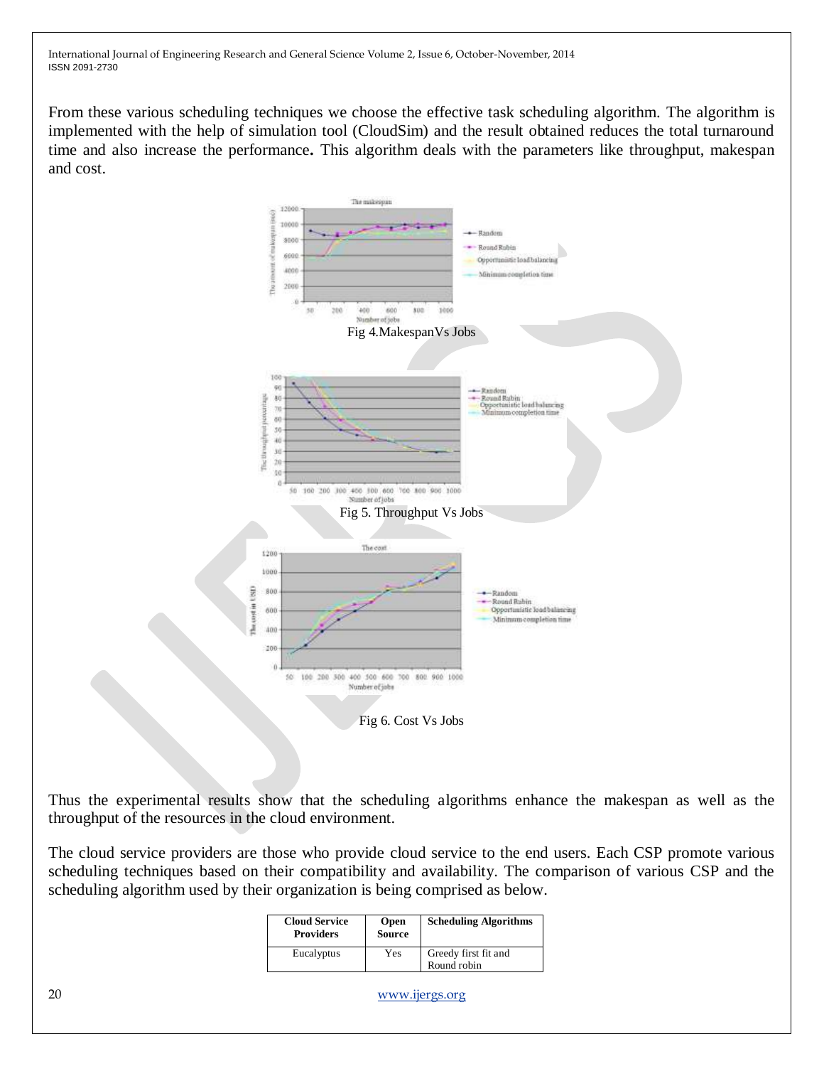From these various scheduling techniques we choose the effective task scheduling algorithm. The algorithm is implemented with the help of simulation tool (CloudSim) and the result obtained reduces the total turnaround time and also increase the performance**.** This algorithm deals with the parameters like throughput, makespan and cost.

Fig 4.MakespanVs Jobs

Fig 5. Throughput Vs Jobs

Fig 6. Cost Vs Jobs

Thus the experimental results show that the scheduling algorithms enhance the makespan as well as the throughput of the resources in the cloud environment.

The cloud service providers are those who provide cloud service to the end users. Each CSP promote various scheduling techniques based on their compatibility and availability. The comparison of various CSP and the scheduling algorithm used by their organization is being comprised as below.

| Cloud Service Providers | Open Source | Scheduling Algorithms |
|---|---|---|
| Eucalyptus | Yes | Greedy first fit and Round robin |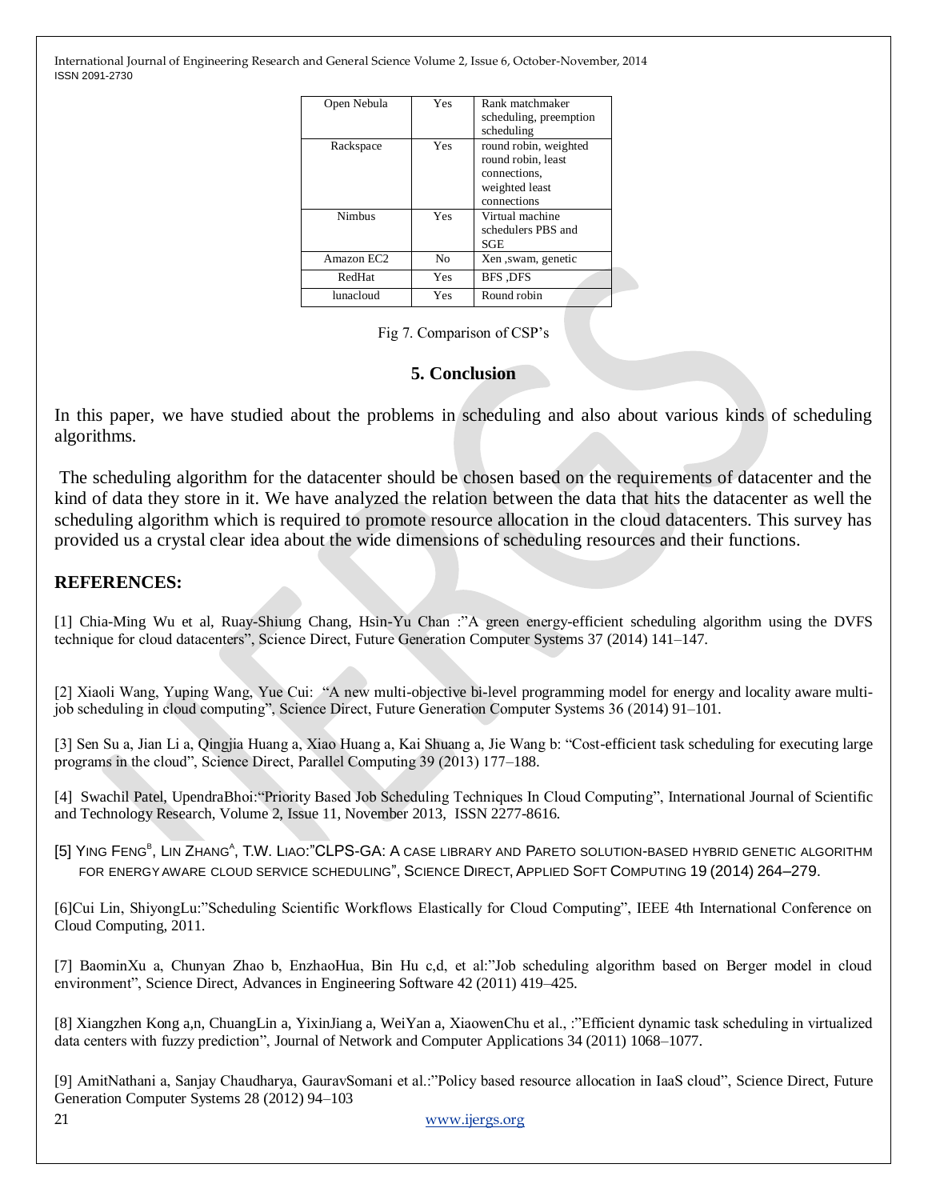| Open Nebula | Yes | Rank matchmaker scheduling, preemption scheduling |
|---|---|---|
| Rackspace | Yes | round robin, weighted round robin, least connections, weighted least connections |
| Nimbus | Yes | Virtual machine schedulers PBS and SGE |
| Amazon EC2 | No | Xen ,swam, genetic |
| RedHat | Yes | BFS ,DFS |
| lunacloud | Yes | Round robin |

Fig 7. Comparison of CSP's

## 5. Conclusion

In this paper, we have studied about the problems in scheduling and also about various kinds of scheduling algorithms.

The scheduling algorithm for the datacenter should be chosen based on the requirements of datacenter and the kind of data they store in it. We have analyzed the relation between the data that hits the datacenter as well the scheduling algorithm which is required to promote resource allocation in the cloud datacenters. This survey has provided us a crystal clear idea about the wide dimensions of scheduling resources and their functions.

## REFERENCES:

[1] Chia-Ming Wu et al, Ruay-Shiung Chang, Hsin-Yu Chan :"A green energy-efficient scheduling algorithm using the DVFS technique for cloud datacenters", Science Direct, Future Generation Computer Systems 37 (2014) 141–147.

[2] Xiaoli Wang, Yuping Wang, Yue Cui: "A new multi-objective bi-level programming model for energy and locality aware multi-job scheduling in cloud computing", Science Direct, Future Generation Computer Systems 36 (2014) 91–101.

[3] Sen Su a, Jian Li a, Qingjia Huang a, Xiao Huang a, Kai Shuang a, Jie Wang b: "Cost-efficient task scheduling for executing large programs in the cloud", Science Direct, Parallel Computing 39 (2013) 177–188.

[4] Swachil Patel, UpendraBhoi:"Priority Based Job Scheduling Techniques In Cloud Computing", International Journal of Scientific and Technology Research, Volume 2, Issue 11, November 2013, ISSN 2277-8616.

[5] Ying Feng[B], Lin Zhang[A], T.W. Liao:"CLPS-GA: A case library and Pareto solution-based hybrid genetic algorithm for energy aware cloud service scheduling", Science Direct, Applied Soft Computing 19 (2014) 264–279.

[6]Cui Lin, ShiyongLu:"Scheduling Scientific Workflows Elastically for Cloud Computing", IEEE 4th International Conference on Cloud Computing, 2011.

[7] BaominXu a, Chunyan Zhao b, EnzhaoHua, Bin Hu c,d, et al:"Job scheduling algorithm based on Berger model in cloud environment", Science Direct, Advances in Engineering Software 42 (2011) 419–425.

[8] Xiangzhen Kong a,n, ChuangLin a, YixinJiang a, WeiYan a, XiaowenChu et al., :"Efficient dynamic task scheduling in virtualized data centers with fuzzy prediction", Journal of Network and Computer Applications 34 (2011) 1068–1077.

[9] AmitNathani a, Sanjay Chaudharya, GauravSomani et al.:"Policy based resource allocation in IaaS cloud", Science Direct, Future Generation Computer Systems 28 (2012) 94–103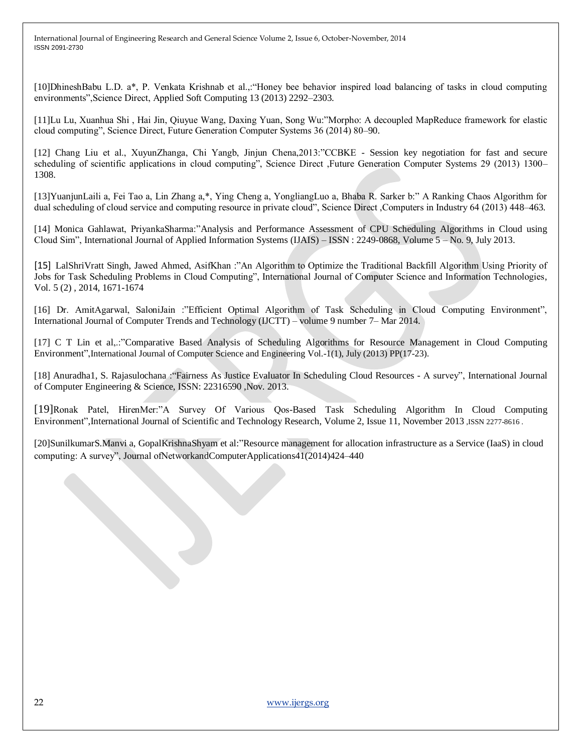[10]DhineshBabu L.D. a*, P. Venkata Krishnab et al.,:"Honey bee behavior inspired load balancing of tasks in cloud computing environments",Science Direct, Applied Soft Computing 13 (2013) 2292–2303.

[11]Lu Lu, Xuanhua Shi , Hai Jin, Qiuyue Wang, Daxing Yuan, Song Wu:"Morpho: A decoupled MapReduce framework for elastic cloud computing", Science Direct, Future Generation Computer Systems 36 (2014) 80–90.

[12] Chang Liu et al., XuyunZhanga, Chi Yangb, Jinjun Chena,2013:"CCBKE - Session key negotiation for fast and secure scheduling of scientific applications in cloud computing", Science Direct ,Future Generation Computer Systems 29 (2013) 1300–1308.

[13]YuanjunLaili a, Fei Tao a, Lin Zhang a,*, Ying Cheng a, YongliangLuo a, Bhaba R. Sarker b:" A Ranking Chaos Algorithm for dual scheduling of cloud service and computing resource in private cloud", Science Direct ,Computers in Industry 64 (2013) 448–463.

[14] Monica Gahlawat, PriyankaSharma:"Analysis and Performance Assessment of CPU Scheduling Algorithms in Cloud using Cloud Sim", International Journal of Applied Information Systems (IJAIS) – ISSN : 2249-0868, Volume 5 – No. 9, July 2013.

[15] LalShriVratt Singh, Jawed Ahmed, AsifKhan :"An Algorithm to Optimize the Traditional Backfill Algorithm Using Priority of Jobs for Task Scheduling Problems in Cloud Computing", International Journal of Computer Science and Information Technologies, Vol. 5 (2) , 2014, 1671-1674

[16] Dr. AmitAgarwal, SaloniJain :"Efficient Optimal Algorithm of Task Scheduling in Cloud Computing Environment", International Journal of Computer Trends and Technology (IJCTT) – volume 9 number 7– Mar 2014.

[17] C T Lin et al,.:"Comparative Based Analysis of Scheduling Algorithms for Resource Management in Cloud Computing Environment",International Journal of Computer Science and Engineering Vol.-1(1), July (2013) PP(17-23).

[18] Anuradha1, S. Rajasulochana :"Fairness As Justice Evaluator In Scheduling Cloud Resources - A survey", International Journal of Computer Engineering & Science, ISSN: 22316590 ,Nov. 2013.

[19]Ronak Patel, HirenMer:"A Survey Of Various Qos-Based Task Scheduling Algorithm In Cloud Computing Environment",International Journal of Scientific and Technology Research, Volume 2, Issue 11, November 2013 ,ISSN 2277-8616 .

[20]SunilkumarS.Manvi a, GopalKrishnaShyam et al:"Resource management for allocation infrastructure as a Service (IaaS) in cloud computing: A survey", Journal ofNetworkandComputerApplications41(2014)424–440